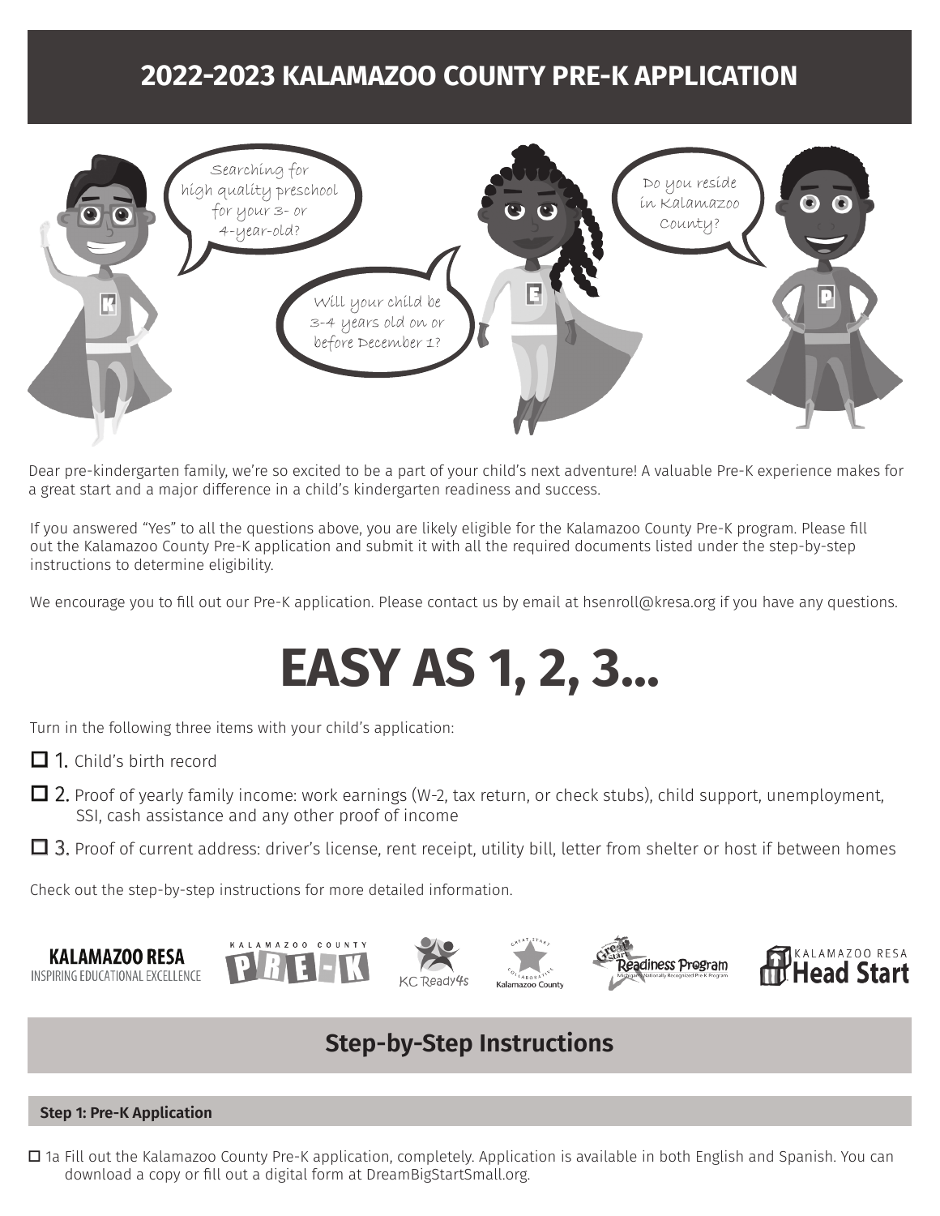# 2022-2023 KALAMAZOO COUNTY PRE-K APPLICATION

Searching for high quality preschool for your 3- or 4-year-old?

Will your child be 3-4 years old on or before December 1?

Do you reside in Kalamazoo County?

Dear pre-kindergarten family, we're so excited to be a part of your child's next adventure! A valuable Pre-K experience makes for a great start and a major difference in a child's kindergarten readiness and success.

If you answered "Yes" to all the questions above, you are likely eligible for the Kalamazoo County Pre-K program. Please fill out the Kalamazoo County Pre-K application and submit it with all the required documents listed under the step-by-step instructions to determine eligibility.

We encourage you to fill out our Pre-K application. Please contact us by email at hsenroll@kresa.org if you have any questions.

# EASY AS 1, 2, 3...

Turn in the following three items with your child's application:

- ☐ 1. Child's birth record
- ☐ 2. Proof of yearly family income: work earnings (W-2, tax return, or check stubs), child support, unemployment, SSI, cash assistance and any other proof of income
- ☐ 3. Proof of current address: driver's license, rent receipt, utility bill, letter from shelter or host if between homes

Check out the step-by-step instructions for more detailed information.

KALAMAZOO RESA INSPIRING EDUCATIONAL EXCELLENCE | KALAMAZOO COUNTY PRE-K | KC Ready4s | Great Start Collaborative Kalamazoo County | Great Start Readiness Program | KALAMAZOO RESA Head Start

## Step-by-Step Instructions

### Step 1: Pre-K Application

☐ 1a Fill out the Kalamazoo County Pre-K application, completely. Application is available in both English and Spanish. You can download a copy or fill out a digital form at DreamBigStartSmall.org.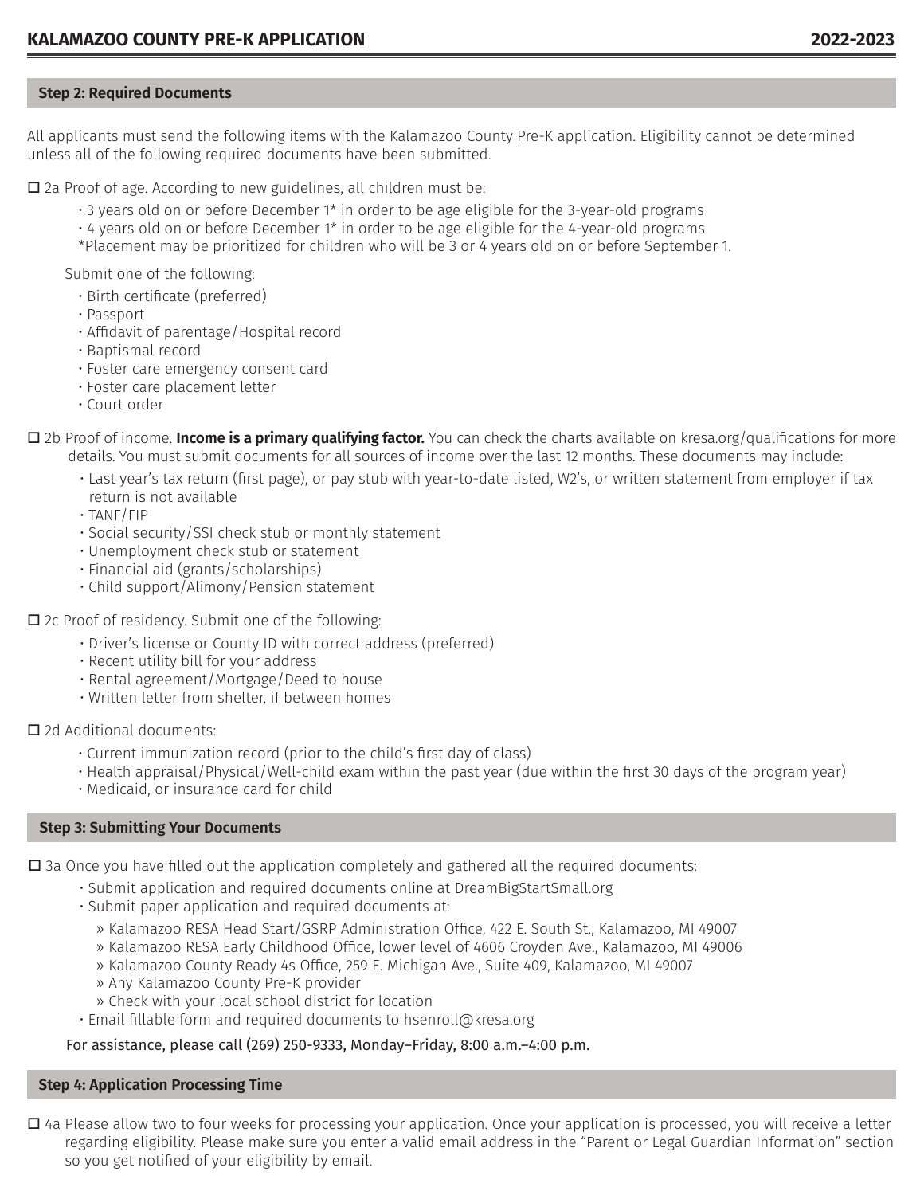## Step 2: Required Documents

All applicants must send the following items with the Kalamazoo County Pre-K application. Eligibility cannot be determined unless all of the following required documents have been submitted.

☐ 2a Proof of age. According to new guidelines, all children must be:

- 3 years old on or before December 1* in order to be age eligible for the 3-year-old programs
- 4 years old on or before December 1* in order to be age eligible for the 4-year-old programs

*Placement may be prioritized for children who will be 3 or 4 years old on or before September 1.

Submit one of the following:

- Birth certificate (preferred)
- Passport
- Affidavit of parentage/Hospital record
- Baptismal record
- Foster care emergency consent card
- Foster care placement letter
- Court order

☐ 2b Proof of income. **Income is a primary qualifying factor.** You can check the charts available on kresa.org/qualifications for more details. You must submit documents for all sources of income over the last 12 months. These documents may include:

- Last year's tax return (first page), or pay stub with year-to-date listed, W2's, or written statement from employer if tax return is not available
- TANF/FIP
- Social security/SSI check stub or monthly statement
- Unemployment check stub or statement
- Financial aid (grants/scholarships)
- Child support/Alimony/Pension statement

☐ 2c Proof of residency. Submit one of the following:

- Driver's license or County ID with correct address (preferred)
- Recent utility bill for your address
- Rental agreement/Mortgage/Deed to house
- Written letter from shelter, if between homes

☐ 2d Additional documents:

- Current immunization record (prior to the child's first day of class)
- Health appraisal/Physical/Well-child exam within the past year (due within the first 30 days of the program year)
- Medicaid, or insurance card for child

## Step 3: Submitting Your Documents

☐ 3a Once you have filled out the application completely and gathered all the required documents:

- Submit application and required documents online at DreamBigStartSmall.org
- Submit paper application and required documents at:
  - Kalamazoo RESA Head Start/GSRP Administration Office, 422 E. South St., Kalamazoo, MI 49007
  - Kalamazoo RESA Early Childhood Office, lower level of 4606 Croyden Ave., Kalamazoo, MI 49006
  - Kalamazoo County Ready 4s Office, 259 E. Michigan Ave., Suite 409, Kalamazoo, MI 49007
  - Any Kalamazoo County Pre-K provider
  - Check with your local school district for location
- Email fillable form and required documents to hsenroll@kresa.org

For assistance, please call (269) 250-9333, Monday–Friday, 8:00 a.m.–4:00 p.m.

## Step 4: Application Processing Time

☐ 4a Please allow two to four weeks for processing your application. Once your application is processed, you will receive a letter regarding eligibility. Please make sure you enter a valid email address in the "Parent or Legal Guardian Information" section so you get notified of your eligibility by email.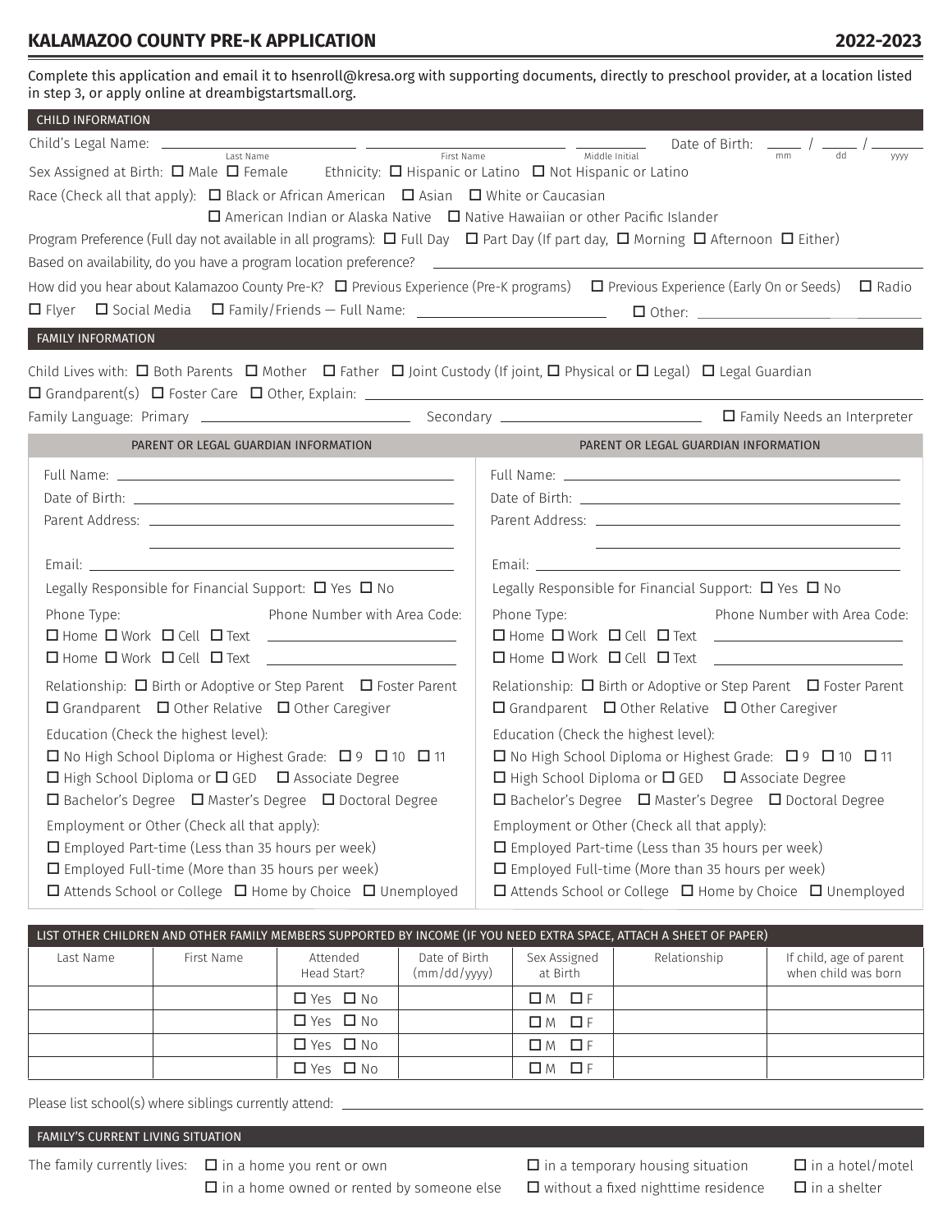# KALAMAZOO COUNTY PRE-K APPLICATION

**2022-2023**

Complete this application and email it to hsenroll@kresa.org with supporting documents, directly to preschool provider, at a location listed in step 3, or apply online at dreambigstartsmall.org.

## CHILD INFORMATION

Child's Legal Name: ____________________ (Last Name) ____________________ (First Name) ________ (Middle Initial) Date of Birth: ____ / ____ / ______ (mm / dd / yyyy)

Sex Assigned at Birth: ☐ Male ☐ Female Ethnicity: ☐ Hispanic or Latino ☐ Not Hispanic or Latino

Race (Check all that apply): ☐ Black or African American ☐ Asian ☐ White or Caucasian
☐ American Indian or Alaska Native ☐ Native Hawaiian or other Pacific Islander

Program Preference (Full day not available in all programs): ☐ Full Day ☐ Part Day (If part day, ☐ Morning ☐ Afternoon ☐ Either)

Based on availability, do you have a program location preference? ____________________

How did you hear about Kalamazoo County Pre-K? ☐ Previous Experience (Pre-K programs) ☐ Previous Experience (Early On or Seeds) ☐ Radio
☐ Flyer ☐ Social Media ☐ Family/Friends — Full Name: ____________________ ☐ Other: ____________________

## FAMILY INFORMATION

Child Lives with: ☐ Both Parents ☐ Mother ☐ Father ☐ Joint Custody (If joint, ☐ Physical or ☐ Legal) ☐ Legal Guardian
☐ Grandparent(s) ☐ Foster Care ☐ Other, Explain: ____________________

Family Language: Primary ____________________ Secondary ____________________ ☐ Family Needs an Interpreter

### PARENT OR LEGAL GUARDIAN INFORMATION

Full Name: ____________________

Date of Birth: ____________________

Parent Address: ____________________

Email: ____________________

Legally Responsible for Financial Support: ☐ Yes ☐ No

Phone Type: / Phone Number with Area Code:
☐ Home ☐ Work ☐ Cell ☐ Text ____________________
☐ Home ☐ Work ☐ Cell ☐ Text ____________________

Relationship: ☐ Birth or Adoptive or Step Parent ☐ Foster Parent
☐ Grandparent ☐ Other Relative ☐ Other Caregiver

Education (Check the highest level):
☐ No High School Diploma or Highest Grade: ☐ 9 ☐ 10 ☐ 11
☐ High School Diploma or ☐ GED ☐ Associate Degree
☐ Bachelor's Degree ☐ Master's Degree ☐ Doctoral Degree

Employment or Other (Check all that apply):
☐ Employed Part-time (Less than 35 hours per week)
☐ Employed Full-time (More than 35 hours per week)
☐ Attends School or College ☐ Home by Choice ☐ Unemployed

### PARENT OR LEGAL GUARDIAN INFORMATION

Full Name: ____________________

Date of Birth: ____________________

Parent Address: ____________________

Email: ____________________

Legally Responsible for Financial Support: ☐ Yes ☐ No

Phone Type: / Phone Number with Area Code:
☐ Home ☐ Work ☐ Cell ☐ Text ____________________
☐ Home ☐ Work ☐ Cell ☐ Text ____________________

Relationship: ☐ Birth or Adoptive or Step Parent ☐ Foster Parent
☐ Grandparent ☐ Other Relative ☐ Other Caregiver

Education (Check the highest level):
☐ No High School Diploma or Highest Grade: ☐ 9 ☐ 10 ☐ 11
☐ High School Diploma or ☐ GED ☐ Associate Degree
☐ Bachelor's Degree ☐ Master's Degree ☐ Doctoral Degree

Employment or Other (Check all that apply):
☐ Employed Part-time (Less than 35 hours per week)
☐ Employed Full-time (More than 35 hours per week)
☐ Attends School or College ☐ Home by Choice ☐ Unemployed

## LIST OTHER CHILDREN AND OTHER FAMILY MEMBERS SUPPORTED BY INCOME (IF YOU NEED EXTRA SPACE, ATTACH A SHEET OF PAPER)

| Last Name | First Name | Attended Head Start? | Date of Birth (mm/dd/yyyy) | Sex Assigned at Birth | Relationship | If child, age of parent when child was born |
|---|---|---|---|---|---|---|
| | | ☐ Yes ☐ No | | ☐ M ☐ F | | |
| | | ☐ Yes ☐ No | | ☐ M ☐ F | | |
| | | ☐ Yes ☐ No | | ☐ M ☐ F | | |
| | | ☐ Yes ☐ No | | ☐ M ☐ F | | |

Please list school(s) where siblings currently attend: ____________________

## FAMILY'S CURRENT LIVING SITUATION

The family currently lives: ☐ in a home you rent or own ☐ in a temporary housing situation ☐ in a hotel/motel
☐ in a home owned or rented by someone else ☐ without a fixed nighttime residence ☐ in a shelter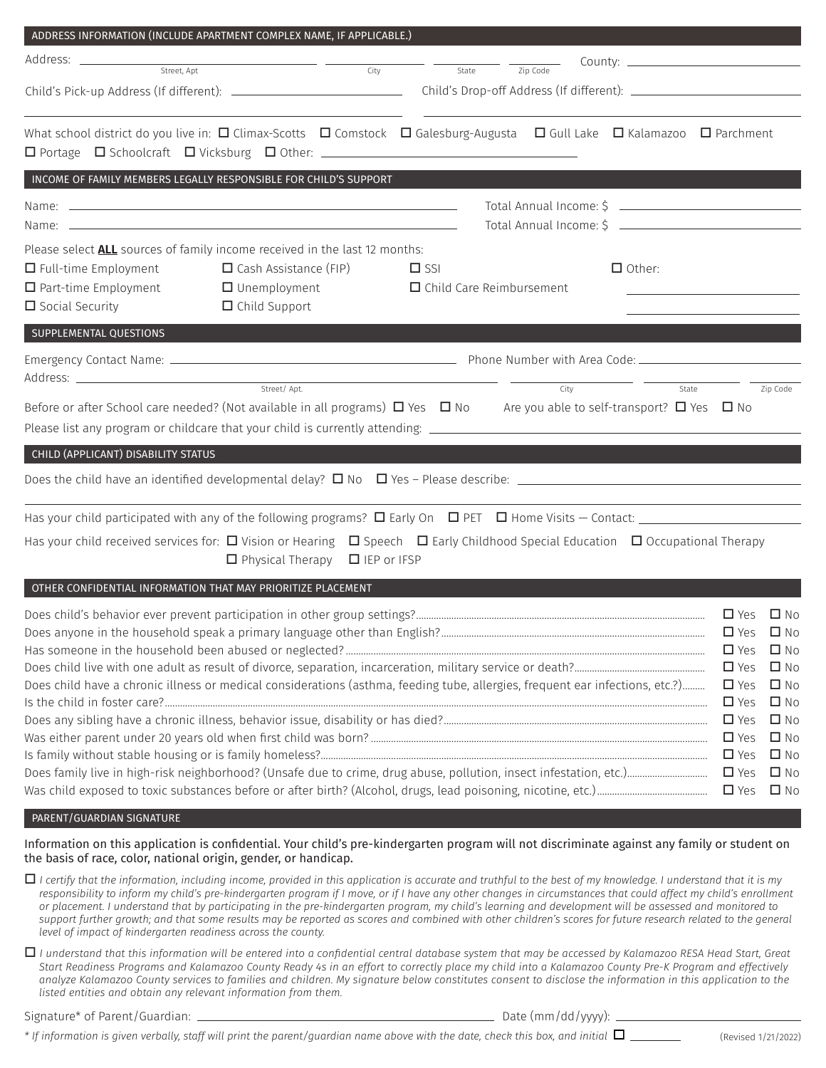## ADDRESS INFORMATION (INCLUDE APARTMENT COMPLEX NAME, IF APPLICABLE.)

Address: ______________________ (Street, Apt) ____________ (City) ________ (State) ________ (Zip Code) County: ____________________

Child's Pick-up Address (If different): ______________________ Child's Drop-off Address (If different): ______________________

What school district do you live in: ☐ Climax-Scotts ☐ Comstock ☐ Galesburg-Augusta ☐ Gull Lake ☐ Kalamazoo ☐ Parchment ☐ Portage ☐ Schoolcraft ☐ Vicksburg ☐ Other: ______________________

## INCOME OF FAMILY MEMBERS LEGALLY RESPONSIBLE FOR CHILD'S SUPPORT

Name: ______________________ Total Annual Income: $ ____________

Name: ______________________ Total Annual Income: $ ____________

Please select **ALL** sources of family income received in the last 12 months:

☐ Full-time Employment ☐ Cash Assistance (FIP) ☐ SSI ☐ Other: ____________

☐ Part-time Employment ☐ Unemployment ☐ Child Care Reimbursement

☐ Social Security ☐ Child Support

## SUPPLEMENTAL QUESTIONS

Emergency Contact Name: ______________________ Phone Number with Area Code: ____________

Address: ______________________ (Street/ Apt.) ____________ (City) ________ (State) ________ (Zip Code)

Before or after School care needed? (Not available in all programs) ☐ Yes ☐ No Are you able to self-transport? ☐ Yes ☐ No

Please list any program or childcare that your child is currently attending: ______________________

## CHILD (APPLICANT) DISABILITY STATUS

Does the child have an identified developmental delay? ☐ No ☐ Yes – Please describe: ______________________

Has your child participated with any of the following programs? ☐ Early On ☐ PET ☐ Home Visits — Contact: ____________

Has your child received services for: ☐ Vision or Hearing ☐ Speech ☐ Early Childhood Special Education ☐ Occupational Therapy ☐ Physical Therapy ☐ IEP or IFSP

## OTHER CONFIDENTIAL INFORMATION THAT MAY PRIORITIZE PLACEMENT

| | | |
|---|---|---|
| Does child's behavior ever prevent participation in other group settings? | ☐ Yes | ☐ No |
| Does anyone in the household speak a primary language other than English? | ☐ Yes | ☐ No |
| Has someone in the household been abused or neglected? | ☐ Yes | ☐ No |
| Does child live with one adult as result of divorce, separation, incarceration, military service or death? | ☐ Yes | ☐ No |
| Does child have a chronic illness or medical considerations (asthma, feeding tube, allergies, frequent ear infections, etc.?) | ☐ Yes | ☐ No |
| Is the child in foster care? | ☐ Yes | ☐ No |
| Does any sibling have a chronic illness, behavior issue, disability or has died? | ☐ Yes | ☐ No |
| Was either parent under 20 years old when first child was born? | ☐ Yes | ☐ No |
| Is family without stable housing or is family homeless? | ☐ Yes | ☐ No |
| Does family live in high-risk neighborhood? (Unsafe due to crime, drug abuse, pollution, insect infestation, etc.) | ☐ Yes | ☐ No |
| Was child exposed to toxic substances before or after birth? (Alcohol, drugs, lead poisoning, nicotine, etc.) | ☐ Yes | ☐ No |

## PARENT/GUARDIAN SIGNATURE

Information on this application is confidential. Your child's pre-kindergarten program will not discriminate against any family or student on the basis of race, color, national origin, gender, or handicap.

☐ *I certify that the information, including income, provided in this application is accurate and truthful to the best of my knowledge. I understand that it is my responsibility to inform my child's pre-kindergarten program if I move, or if I have any other changes in circumstances that could affect my child's enrollment or placement. I understand that by participating in the pre-kindergarten program, my child's learning and development will be assessed and monitored to support further growth; and that some results may be reported as scores and combined with other children's scores for future research related to the general level of impact of kindergarten readiness across the county.*

☐ *I understand that this information will be entered into a confidential central database system that may be accessed by Kalamazoo RESA Head Start, Great Start Readiness Programs and Kalamazoo County Ready 4s in an effort to correctly place my child into a Kalamazoo County Pre-K Program and effectively analyze Kalamazoo County services to families and children. My signature below constitutes consent to disclose the information in this application to the listed entities and obtain any relevant information from them.*

Signature* of Parent/Guardian: ______________________ Date (mm/dd/yyyy): ____________

*\* If information is given verbally, staff will print the parent/guardian name above with the date, check this box, and initial* ☐ ________

(Revised 1/21/2022)